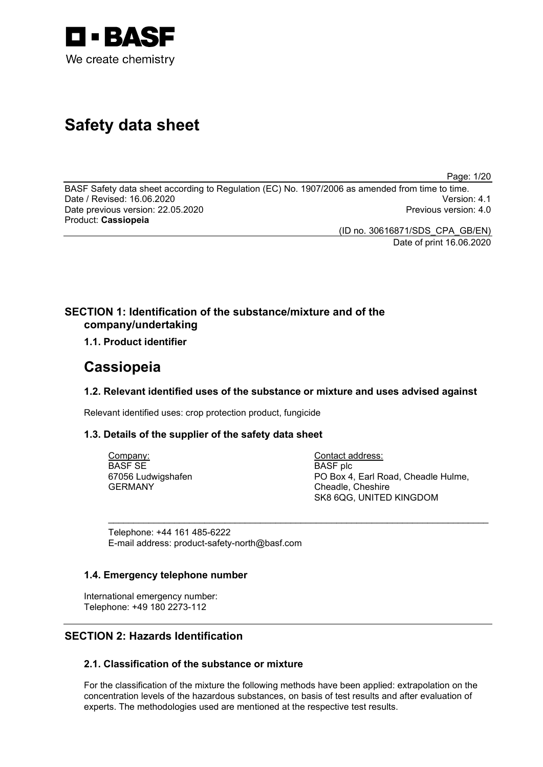# Safety data sheet

BASF Safety data sheet according to Regulation (EC) No. 1907/2006 as amended from time to time.
Date / Revised: 16.06.2020 Version: 4.1
Date previous version: 22.05.2020 Previous version: 4.0
Product: **Cassiopeia**

(ID no. 30616871/SDS_CPA_GB/EN)
Date of print 16.06.2020

## SECTION 1: Identification of the substance/mixture and of the company/undertaking

### 1.1. Product identifier

# Cassiopeia

### 1.2. Relevant identified uses of the substance or mixture and uses advised against

Relevant identified uses: crop protection product, fungicide

### 1.3. Details of the supplier of the safety data sheet

Company:
BASF SE
67056 Ludwigshafen
GERMANY

Contact address:
BASF plc
PO Box 4, Earl Road, Cheadle Hulme,
Cheadle, Cheshire
SK8 6QG, UNITED KINGDOM

Telephone: +44 161 485-6222
E-mail address: product-safety-north@basf.com

### 1.4. Emergency telephone number

International emergency number:
Telephone: +49 180 2273-112

## SECTION 2: Hazards Identification

### 2.1. Classification of the substance or mixture

For the classification of the mixture the following methods have been applied: extrapolation on the concentration levels of the hazardous substances, on basis of test results and after evaluation of experts. The methodologies used are mentioned at the respective test results.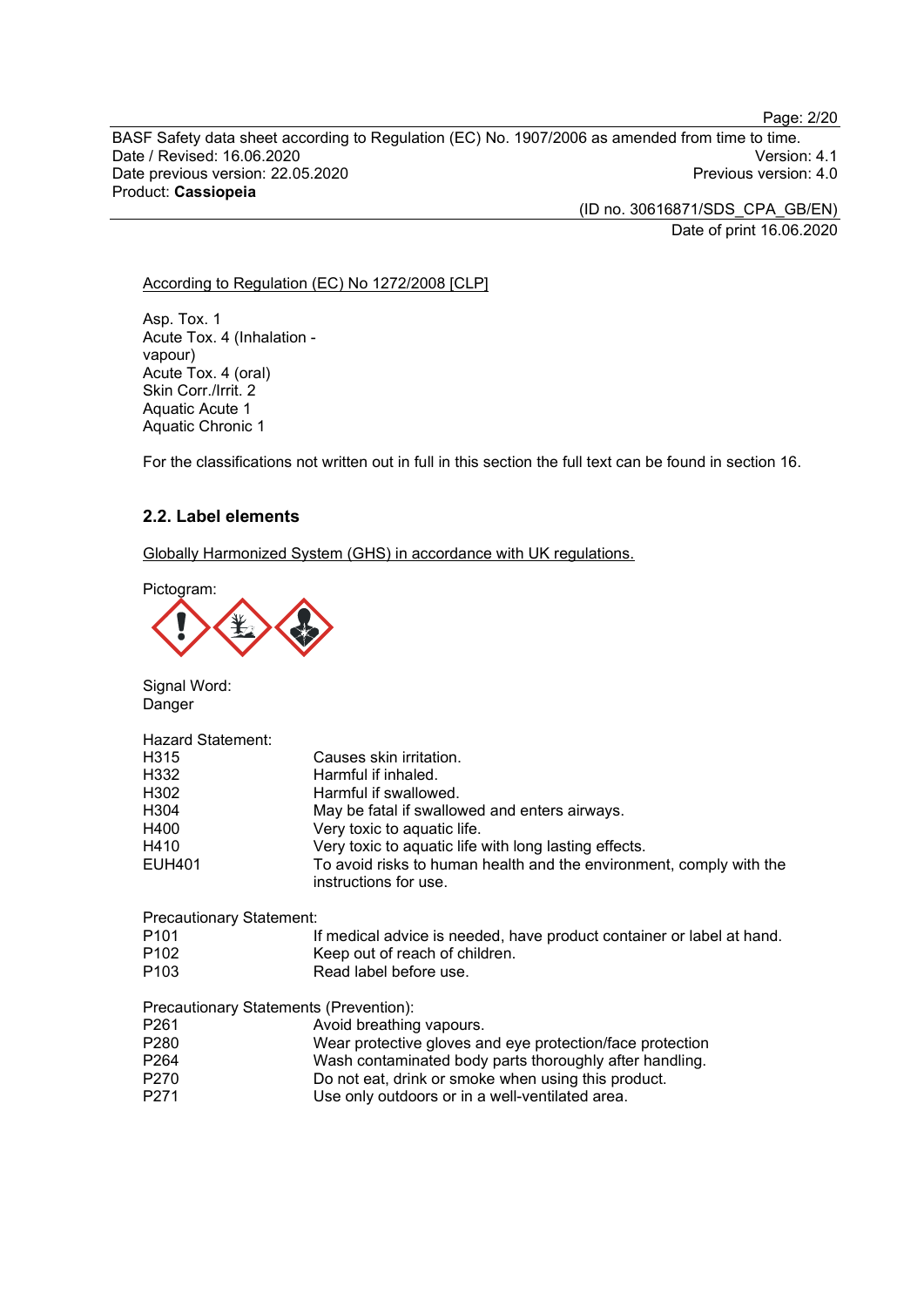According to Regulation (EC) No 1272/2008 [CLP]

Asp. Tox. 1
Acute Tox. 4 (Inhalation - vapour)
Acute Tox. 4 (oral)
Skin Corr./Irrit. 2
Aquatic Acute 1
Aquatic Chronic 1

For the classifications not written out in full in this section the full text can be found in section 16.

## 2.2. Label elements

Globally Harmonized System (GHS) in accordance with UK regulations.

Pictogram:

Signal Word:
Danger

Hazard Statement:

| | |
|---|---|
| H315 | Causes skin irritation. |
| H332 | Harmful if inhaled. |
| H302 | Harmful if swallowed. |
| H304 | May be fatal if swallowed and enters airways. |
| H400 | Very toxic to aquatic life. |
| H410 | Very toxic to aquatic life with long lasting effects. |
| EUH401 | To avoid risks to human health and the environment, comply with the instructions for use. |

Precautionary Statement:

| | |
|---|---|
| P101 | If medical advice is needed, have product container or label at hand. |
| P102 | Keep out of reach of children. |
| P103 | Read label before use. |

Precautionary Statements (Prevention):

| | |
|---|---|
| P261 | Avoid breathing vapours. |
| P280 | Wear protective gloves and eye protection/face protection |
| P264 | Wash contaminated body parts thoroughly after handling. |
| P270 | Do not eat, drink or smoke when using this product. |
| P271 | Use only outdoors or in a well-ventilated area. |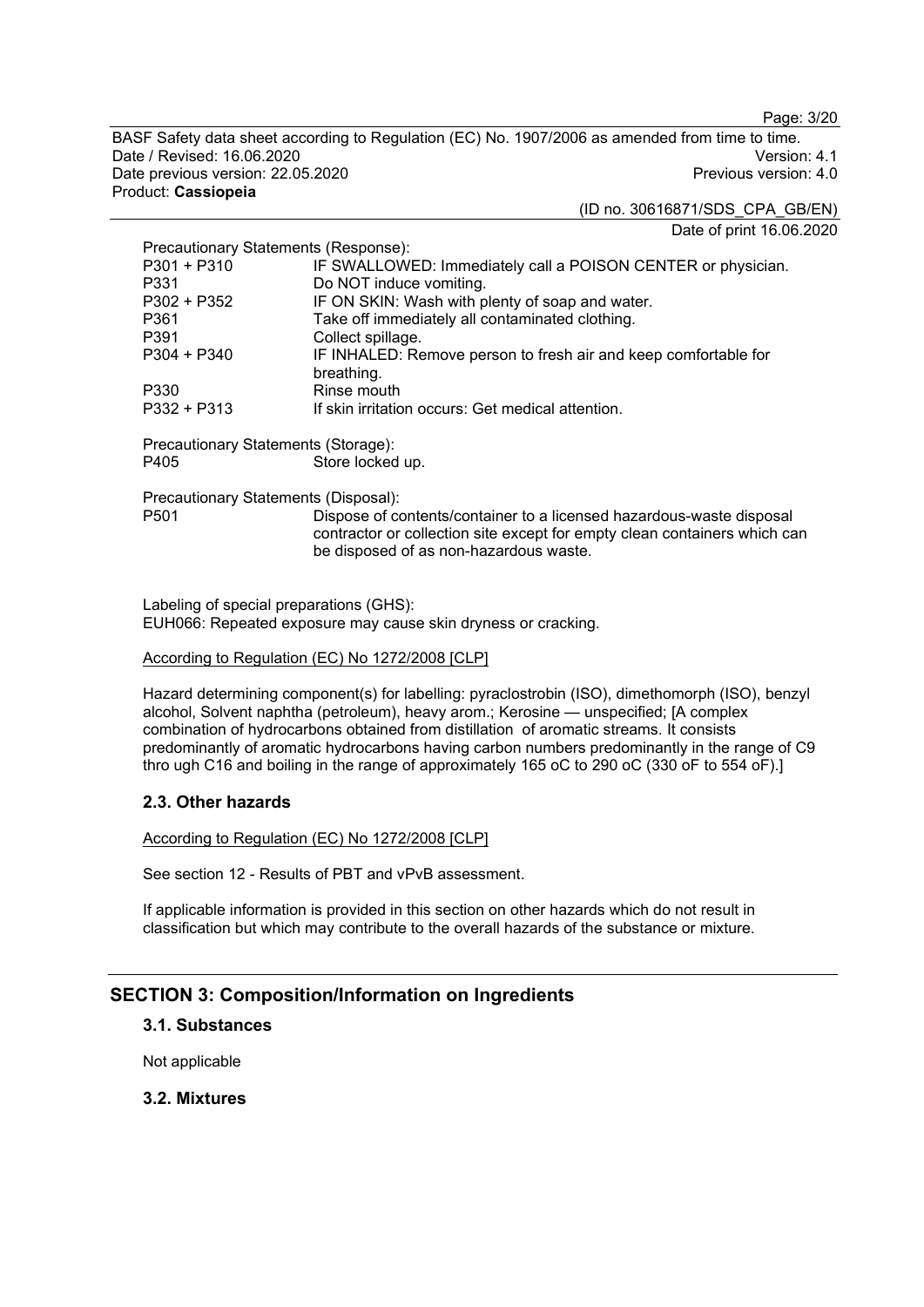Precautionary Statements (Response):

| | |
|---|---|
| P301 + P310 | IF SWALLOWED: Immediately call a POISON CENTER or physician. |
| P331 | Do NOT induce vomiting. |
| P302 + P352 | IF ON SKIN: Wash with plenty of soap and water. |
| P361 | Take off immediately all contaminated clothing. |
| P391 | Collect spillage. |
| P304 + P340 | IF INHALED: Remove person to fresh air and keep comfortable for breathing. |
| P330 | Rinse mouth |
| P332 + P313 | If skin irritation occurs: Get medical attention. |

Precautionary Statements (Storage):

| | |
|---|---|
| P405 | Store locked up. |

Precautionary Statements (Disposal):

| | |
|---|---|
| P501 | Dispose of contents/container to a licensed hazardous-waste disposal contractor or collection site except for empty clean containers which can be disposed of as non-hazardous waste. |

Labeling of special preparations (GHS):
EUH066: Repeated exposure may cause skin dryness or cracking.

According to Regulation (EC) No 1272/2008 [CLP]

Hazard determining component(s) for labelling: pyraclostrobin (ISO), dimethomorph (ISO), benzyl alcohol, Solvent naphtha (petroleum), heavy arom.; Kerosine — unspecified; [A complex combination of hydrocarbons obtained from distillation of aromatic streams. It consists predominantly of aromatic hydrocarbons having carbon numbers predominantly in the range of C9 thro ugh C16 and boiling in the range of approximately 165 oC to 290 oC (330 oF to 554 oF).]

### 2.3. Other hazards

According to Regulation (EC) No 1272/2008 [CLP]

See section 12 - Results of PBT and vPvB assessment.

If applicable information is provided in this section on other hazards which do not result in classification but which may contribute to the overall hazards of the substance or mixture.

## SECTION 3: Composition/Information on Ingredients

### 3.1. Substances

Not applicable

### 3.2. Mixtures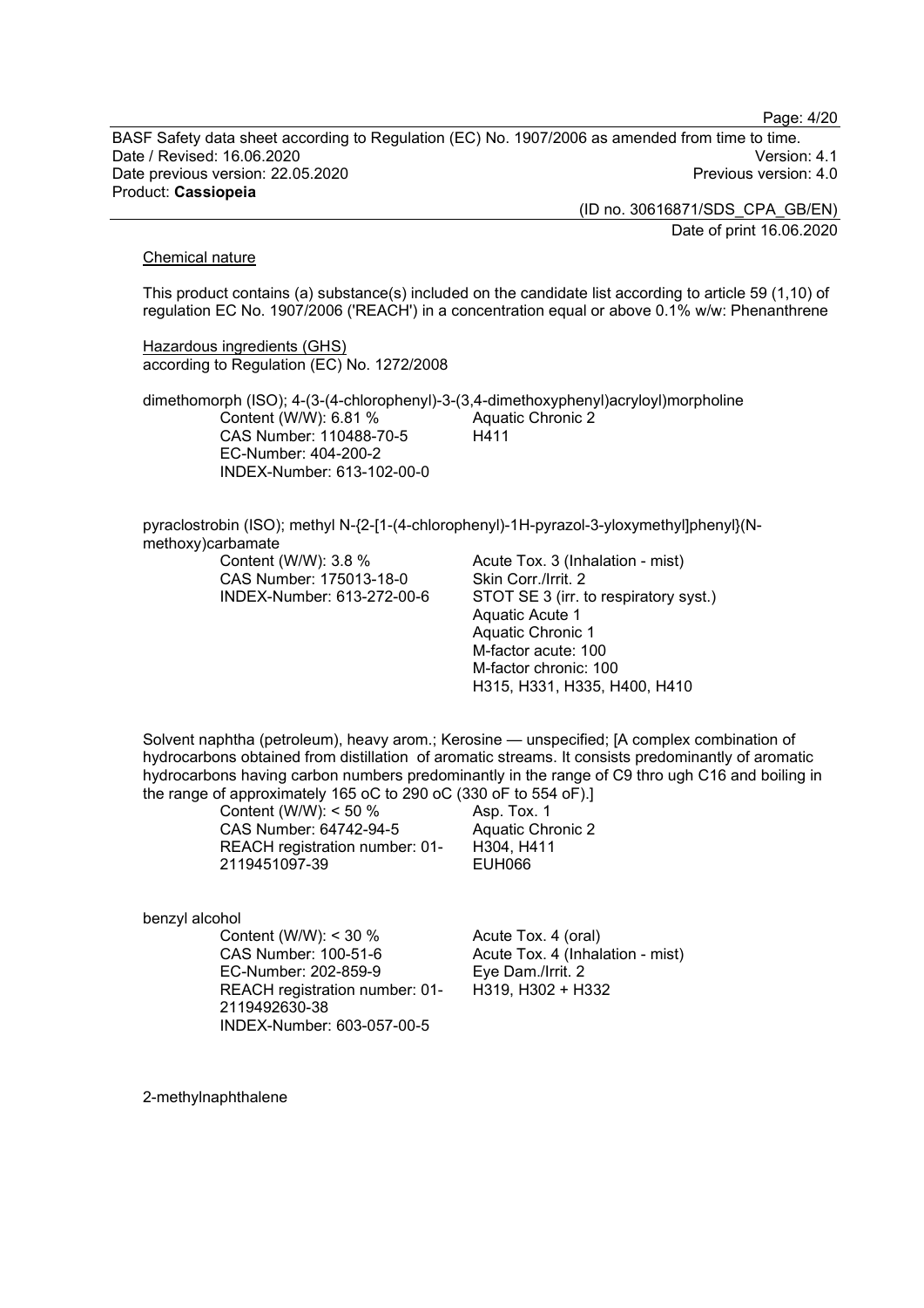Chemical nature

This product contains (a) substance(s) included on the candidate list according to article 59 (1,10) of regulation EC No. 1907/2006 ('REACH') in a concentration equal or above 0.1% w/w: Phenanthrene

Hazardous ingredients (GHS)
according to Regulation (EC) No. 1272/2008

dimethomorph (ISO); 4-(3-(4-chlorophenyl)-3-(3,4-dimethoxyphenyl)acryloyl)morpholine

| | |
|---|---|
| Content (W/W): 6.81 % | Aquatic Chronic 2 |
| CAS Number: 110488-70-5 | H411 |
| EC-Number: 404-200-2 | |
| INDEX-Number: 613-102-00-0 | |

pyraclostrobin (ISO); methyl N-{2-[1-(4-chlorophenyl)-1H-pyrazol-3-yloxymethyl]phenyl}(N-methoxy)carbamate

| | |
|---|---|
| Content (W/W): 3.8 % | Acute Tox. 3 (Inhalation - mist) |
| CAS Number: 175013-18-0 | Skin Corr./Irrit. 2 |
| INDEX-Number: 613-272-00-6 | STOT SE 3 (irr. to respiratory syst.) |
| | Aquatic Acute 1 |
| | Aquatic Chronic 1 |
| | M-factor acute: 100 |
| | M-factor chronic: 100 |
| | H315, H331, H335, H400, H410 |

Solvent naphtha (petroleum), heavy arom.; Kerosine — unspecified; [A complex combination of hydrocarbons obtained from distillation of aromatic streams. It consists predominantly of aromatic hydrocarbons having carbon numbers predominantly in the range of C9 thro ugh C16 and boiling in the range of approximately 165 oC to 290 oC (330 oF to 554 oF).]

| | |
|---|---|
| Content (W/W): < 50 % | Asp. Tox. 1 |
| CAS Number: 64742-94-5 | Aquatic Chronic 2 |
| REACH registration number: 01-2119451097-39 | H304, H411 |
| | EUH066 |

benzyl alcohol

| | |
|---|---|
| Content (W/W): < 30 % | Acute Tox. 4 (oral) |
| CAS Number: 100-51-6 | Acute Tox. 4 (Inhalation - mist) |
| EC-Number: 202-859-9 | Eye Dam./Irrit. 2 |
| REACH registration number: 01-2119492630-38 | H319, H302 + H332 |
| INDEX-Number: 603-057-00-5 | |

2-methylnaphthalene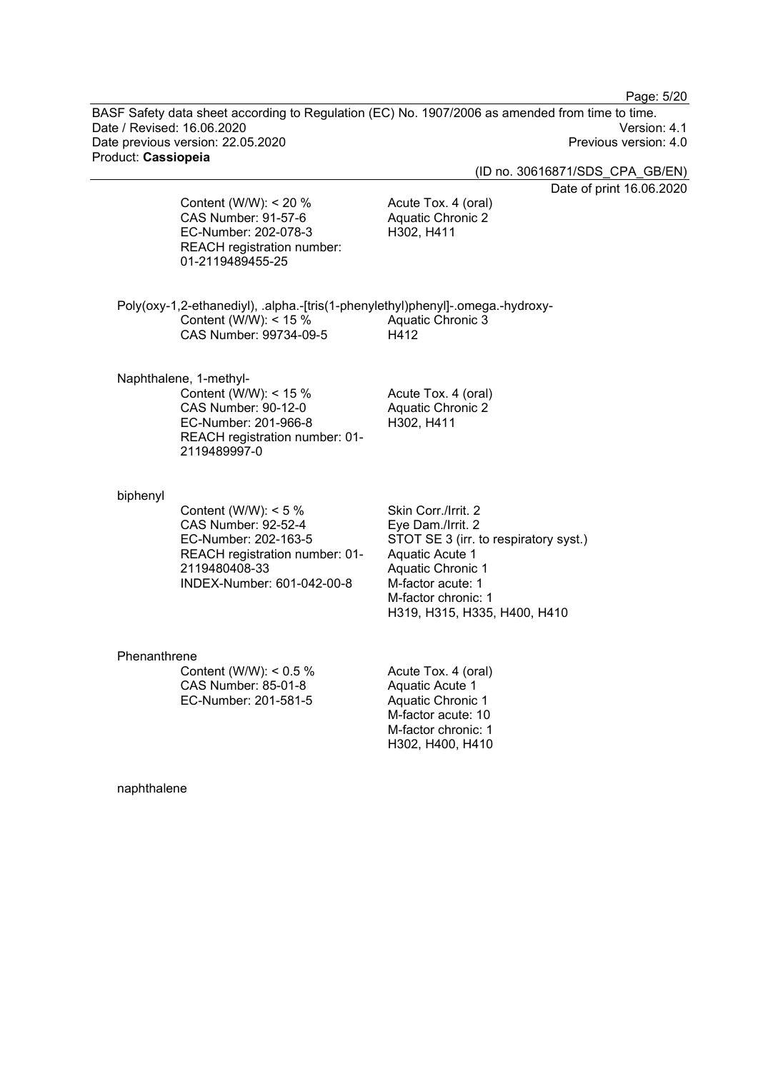Content (W/W): < 20 %
CAS Number: 91-57-6
EC-Number: 202-078-3
REACH registration number: 01-2119489455-25

Acute Tox. 4 (oral)
Aquatic Chronic 2
H302, H411

Poly(oxy-1,2-ethanediyl), .alpha.-[tris(1-phenylethyl)phenyl]-.omega.-hydroxy-

Content (W/W): < 15 %
CAS Number: 99734-09-5

Aquatic Chronic 3
H412

Naphthalene, 1-methyl-

Content (W/W): < 15 %
CAS Number: 90-12-0
EC-Number: 201-966-8
REACH registration number: 01-2119489997-0

Acute Tox. 4 (oral)
Aquatic Chronic 2
H302, H411

biphenyl

Content (W/W): < 5 %
CAS Number: 92-52-4
EC-Number: 202-163-5
REACH registration number: 01-2119480408-33
INDEX-Number: 601-042-00-8

Skin Corr./Irrit. 2
Eye Dam./Irrit. 2
STOT SE 3 (irr. to respiratory syst.)
Aquatic Acute 1
Aquatic Chronic 1
M-factor acute: 1
M-factor chronic: 1
H319, H315, H335, H400, H410

Phenanthrene

Content (W/W): < 0.5 %
CAS Number: 85-01-8
EC-Number: 201-581-5

Acute Tox. 4 (oral)
Aquatic Acute 1
Aquatic Chronic 1
M-factor acute: 10
M-factor chronic: 1
H302, H400, H410

naphthalene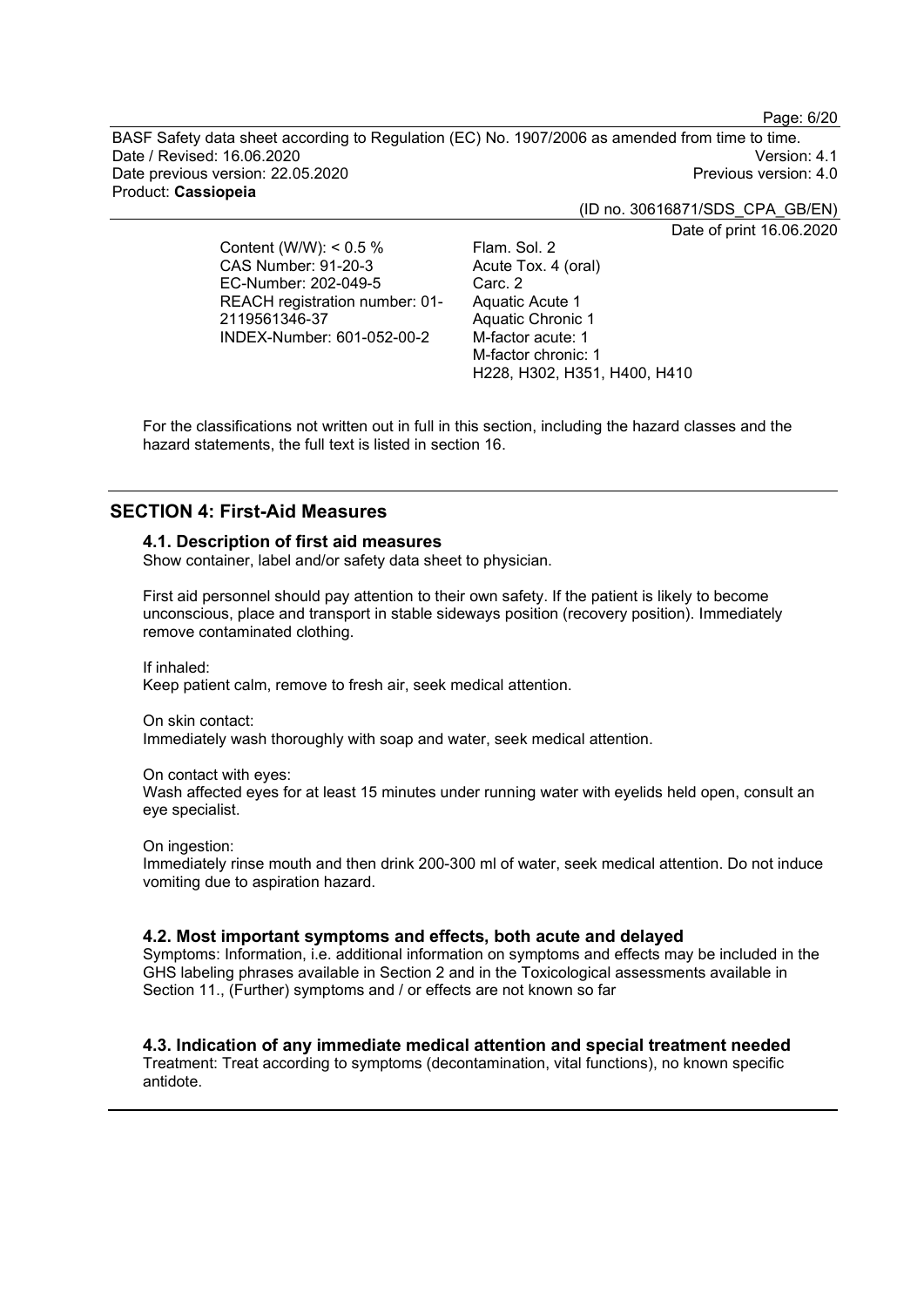| | |
|---|---|
| Content (W/W): < 0.5 %<br>CAS Number: 91-20-3<br>EC-Number: 202-049-5<br>REACH registration number: 01-2119561346-37<br>INDEX-Number: 601-052-00-2 | Flam. Sol. 2<br>Acute Tox. 4 (oral)<br>Carc. 2<br>Aquatic Acute 1<br>Aquatic Chronic 1<br>M-factor acute: 1<br>M-factor chronic: 1<br>H228, H302, H351, H400, H410 |

For the classifications not written out in full in this section, including the hazard classes and the hazard statements, the full text is listed in section 16.

## SECTION 4: First-Aid Measures

### 4.1. Description of first aid measures

Show container, label and/or safety data sheet to physician.

First aid personnel should pay attention to their own safety. If the patient is likely to become unconscious, place and transport in stable sideways position (recovery position). Immediately remove contaminated clothing.

If inhaled:
Keep patient calm, remove to fresh air, seek medical attention.

On skin contact:
Immediately wash thoroughly with soap and water, seek medical attention.

On contact with eyes:
Wash affected eyes for at least 15 minutes under running water with eyelids held open, consult an eye specialist.

On ingestion:
Immediately rinse mouth and then drink 200-300 ml of water, seek medical attention. Do not induce vomiting due to aspiration hazard.

### 4.2. Most important symptoms and effects, both acute and delayed

Symptoms: Information, i.e. additional information on symptoms and effects may be included in the GHS labeling phrases available in Section 2 and in the Toxicological assessments available in Section 11., (Further) symptoms and / or effects are not known so far

### 4.3. Indication of any immediate medical attention and special treatment needed

Treatment: Treat according to symptoms (decontamination, vital functions), no known specific antidote.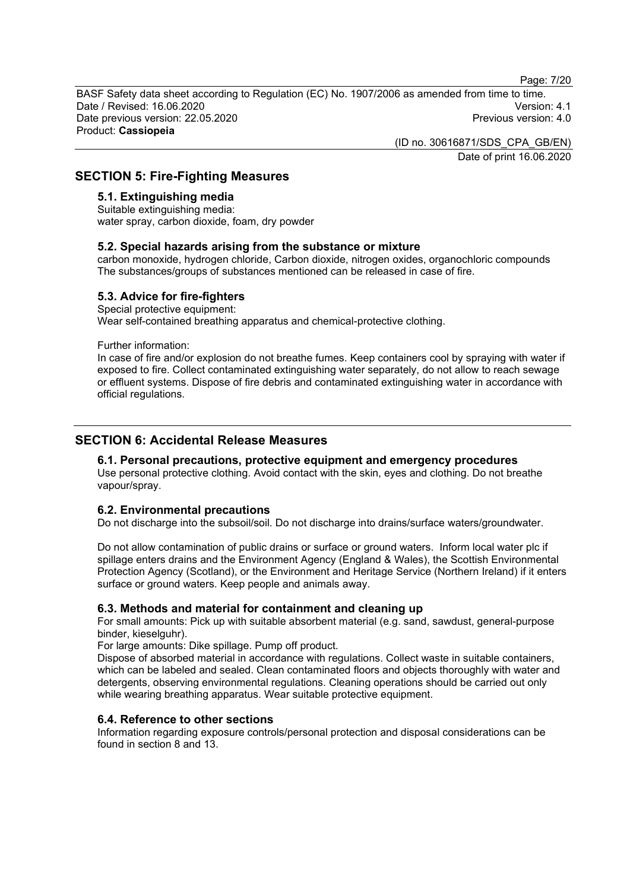## SECTION 5: Fire-Fighting Measures

### 5.1. Extinguishing media

Suitable extinguishing media:
water spray, carbon dioxide, foam, dry powder

### 5.2. Special hazards arising from the substance or mixture

carbon monoxide, hydrogen chloride, Carbon dioxide, nitrogen oxides, organochloric compounds
The substances/groups of substances mentioned can be released in case of fire.

### 5.3. Advice for fire-fighters

Special protective equipment:
Wear self-contained breathing apparatus and chemical-protective clothing.

Further information:
In case of fire and/or explosion do not breathe fumes. Keep containers cool by spraying with water if exposed to fire. Collect contaminated extinguishing water separately, do not allow to reach sewage or effluent systems. Dispose of fire debris and contaminated extinguishing water in accordance with official regulations.

## SECTION 6: Accidental Release Measures

### 6.1. Personal precautions, protective equipment and emergency procedures

Use personal protective clothing. Avoid contact with the skin, eyes and clothing. Do not breathe vapour/spray.

### 6.2. Environmental precautions

Do not discharge into the subsoil/soil. Do not discharge into drains/surface waters/groundwater.

Do not allow contamination of public drains or surface or ground waters. Inform local water plc if spillage enters drains and the Environment Agency (England & Wales), the Scottish Environmental Protection Agency (Scotland), or the Environment and Heritage Service (Northern Ireland) if it enters surface or ground waters. Keep people and animals away.

### 6.3. Methods and material for containment and cleaning up

For small amounts: Pick up with suitable absorbent material (e.g. sand, sawdust, general-purpose binder, kieselguhr).
For large amounts: Dike spillage. Pump off product.
Dispose of absorbed material in accordance with regulations. Collect waste in suitable containers, which can be labeled and sealed. Clean contaminated floors and objects thoroughly with water and detergents, observing environmental regulations. Cleaning operations should be carried out only while wearing breathing apparatus. Wear suitable protective equipment.

### 6.4. Reference to other sections

Information regarding exposure controls/personal protection and disposal considerations can be found in section 8 and 13.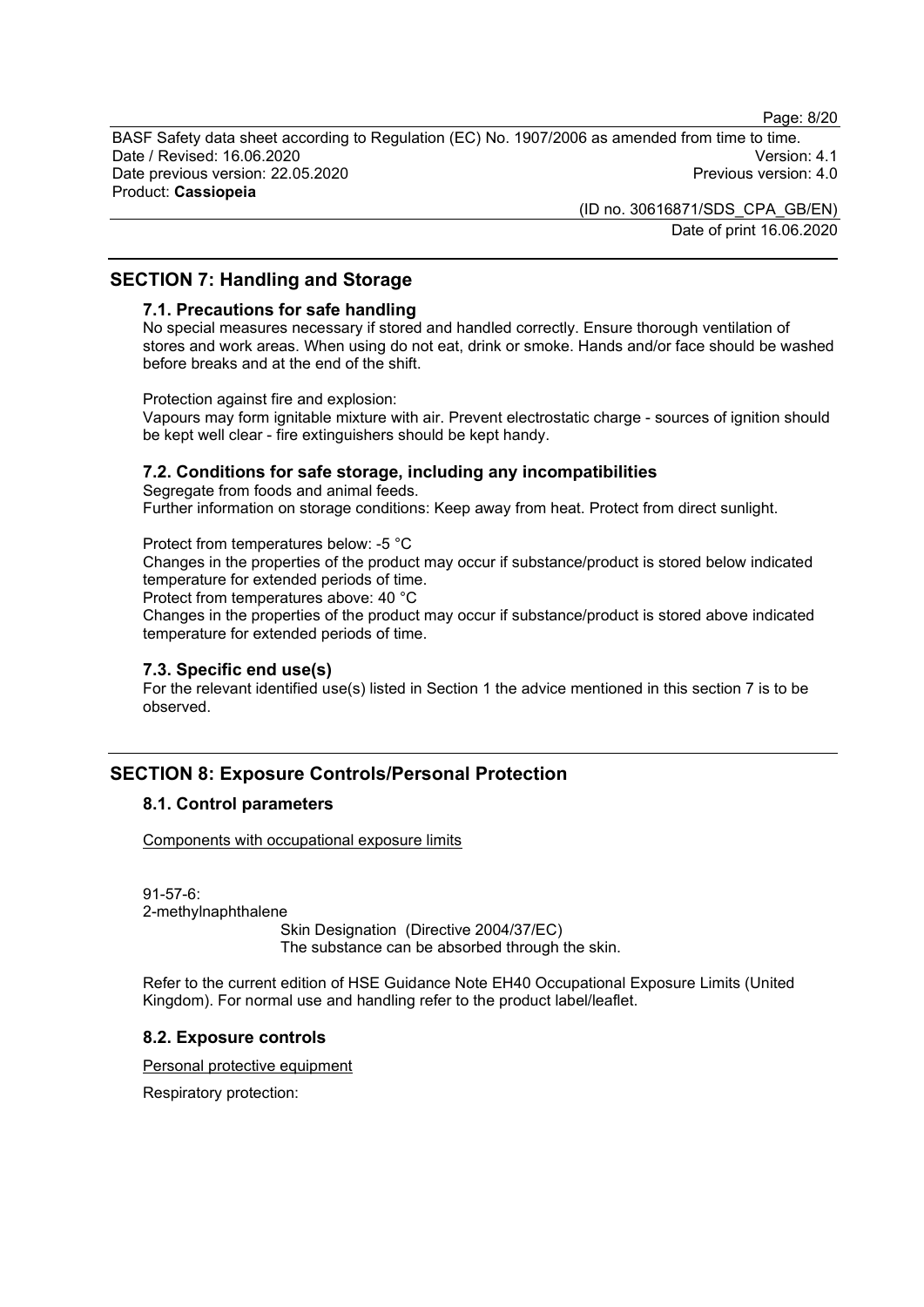## SECTION 7: Handling and Storage

### 7.1. Precautions for safe handling

No special measures necessary if stored and handled correctly. Ensure thorough ventilation of stores and work areas. When using do not eat, drink or smoke. Hands and/or face should be washed before breaks and at the end of the shift.

Protection against fire and explosion:
Vapours may form ignitable mixture with air. Prevent electrostatic charge - sources of ignition should be kept well clear - fire extinguishers should be kept handy.

### 7.2. Conditions for safe storage, including any incompatibilities

Segregate from foods and animal feeds.
Further information on storage conditions: Keep away from heat. Protect from direct sunlight.

Protect from temperatures below: -5 °C
Changes in the properties of the product may occur if substance/product is stored below indicated temperature for extended periods of time.
Protect from temperatures above: 40 °C
Changes in the properties of the product may occur if substance/product is stored above indicated temperature for extended periods of time.

### 7.3. Specific end use(s)

For the relevant identified use(s) listed in Section 1 the advice mentioned in this section 7 is to be observed.

## SECTION 8: Exposure Controls/Personal Protection

### 8.1. Control parameters

Components with occupational exposure limits

91-57-6:
2-methylnaphthalene
Skin Designation (Directive 2004/37/EC)
The substance can be absorbed through the skin.

Refer to the current edition of HSE Guidance Note EH40 Occupational Exposure Limits (United Kingdom). For normal use and handling refer to the product label/leaflet.

### 8.2. Exposure controls

Personal protective equipment

Respiratory protection: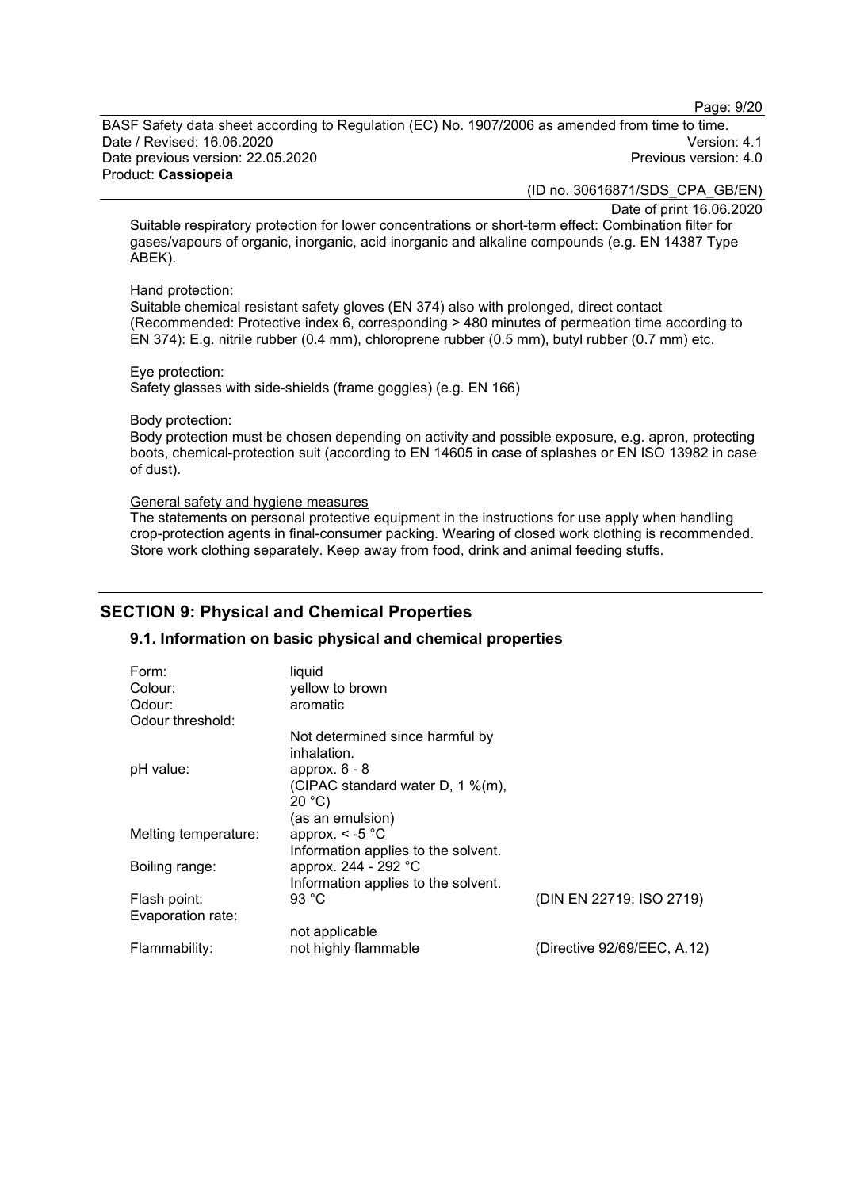Suitable respiratory protection for lower concentrations or short-term effect: Combination filter for gases/vapours of organic, inorganic, acid inorganic and alkaline compounds (e.g. EN 14387 Type ABEK).

Hand protection:
Suitable chemical resistant safety gloves (EN 374) also with prolonged, direct contact (Recommended: Protective index 6, corresponding > 480 minutes of permeation time according to EN 374): E.g. nitrile rubber (0.4 mm), chloroprene rubber (0.5 mm), butyl rubber (0.7 mm) etc.

Eye protection:
Safety glasses with side-shields (frame goggles) (e.g. EN 166)

Body protection:
Body protection must be chosen depending on activity and possible exposure, e.g. apron, protecting boots, chemical-protection suit (according to EN 14605 in case of splashes or EN ISO 13982 in case of dust).

General safety and hygiene measures
The statements on personal protective equipment in the instructions for use apply when handling crop-protection agents in final-consumer packing. Wearing of closed work clothing is recommended. Store work clothing separately. Keep away from food, drink and animal feeding stuffs.

## SECTION 9: Physical and Chemical Properties

### 9.1. Information on basic physical and chemical properties

| | | |
|---|---|---|
| Form: | liquid | |
| Colour: | yellow to brown | |
| Odour: | aromatic | |
| Odour threshold: | Not determined since harmful by inhalation. | |
| pH value: | approx. 6 - 8 (CIPAC standard water D, 1 %(m), 20 °C) (as an emulsion) | |
| Melting temperature: | approx. < -5 °C Information applies to the solvent. | |
| Boiling range: | approx. 244 - 292 °C Information applies to the solvent. | |
| Flash point: | 93 °C | (DIN EN 22719; ISO 2719) |
| Evaporation rate: | not applicable | |
| Flammability: | not highly flammable | (Directive 92/69/EEC, A.12) |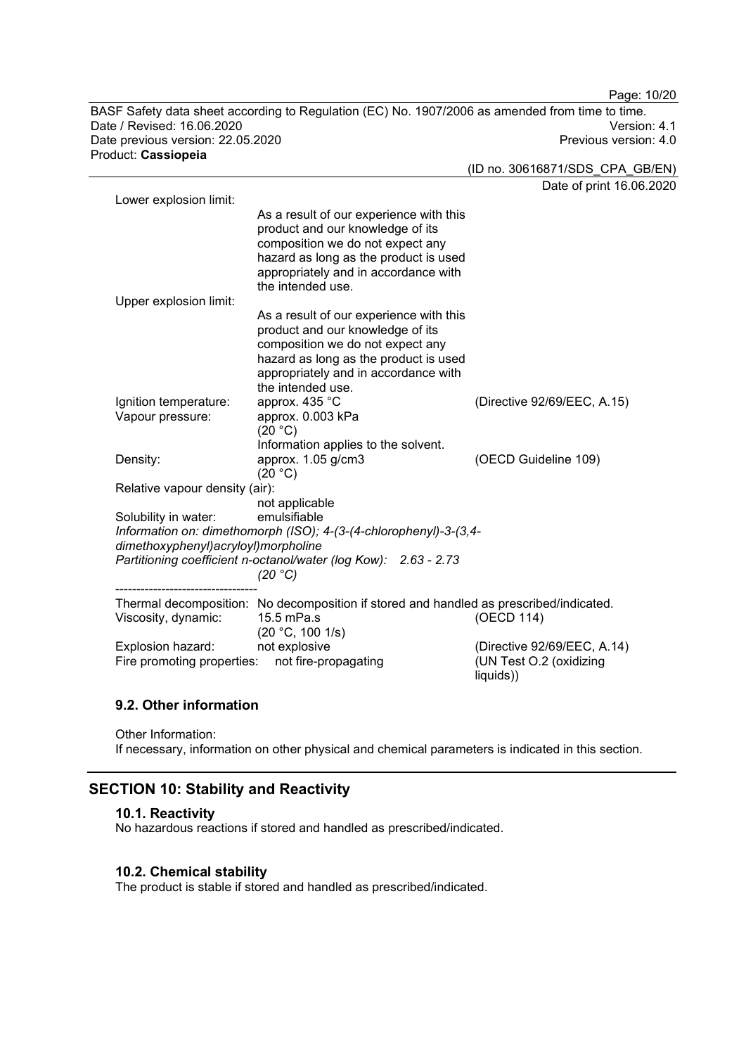Lower explosion limit:

As a result of our experience with this product and our knowledge of its composition we do not expect any hazard as long as the product is used appropriately and in accordance with the intended use.

Upper explosion limit:

As a result of our experience with this product and our knowledge of its composition we do not expect any hazard as long as the product is used appropriately and in accordance with the intended use.

| | | |
|---|---|---|
| Ignition temperature: | approx. 435 °C | (Directive 92/69/EEC, A.15) |
| Vapour pressure: | approx. 0.003 kPa (20 °C) Information applies to the solvent. | |
| Density: | approx. 1.05 g/cm3 (20 °C) | (OECD Guideline 109) |
| Relative vapour density (air): | not applicable | |
| Solubility in water: | emulsifiable | |

*Information on: dimethomorph (ISO); 4-(3-(4-chlorophenyl)-3-(3,4-dimethoxyphenyl)acryloyl)morpholine*

*Partitioning coefficient n-octanol/water (log Kow): 2.63 - 2.73 (20 °C)*

----------------------------------

| | | |
|---|---|---|
| Thermal decomposition: | No decomposition if stored and handled as prescribed/indicated. | |
| Viscosity, dynamic: | 15.5 mPa.s (20 °C, 100 1/s) | (OECD 114) |
| Explosion hazard: | not explosive | (Directive 92/69/EEC, A.14) |
| Fire promoting properties: | not fire-propagating | (UN Test O.2 (oxidizing liquids)) |

### 9.2. Other information

Other Information:
If necessary, information on other physical and chemical parameters is indicated in this section.

## SECTION 10: Stability and Reactivity

### 10.1. Reactivity

No hazardous reactions if stored and handled as prescribed/indicated.

### 10.2. Chemical stability

The product is stable if stored and handled as prescribed/indicated.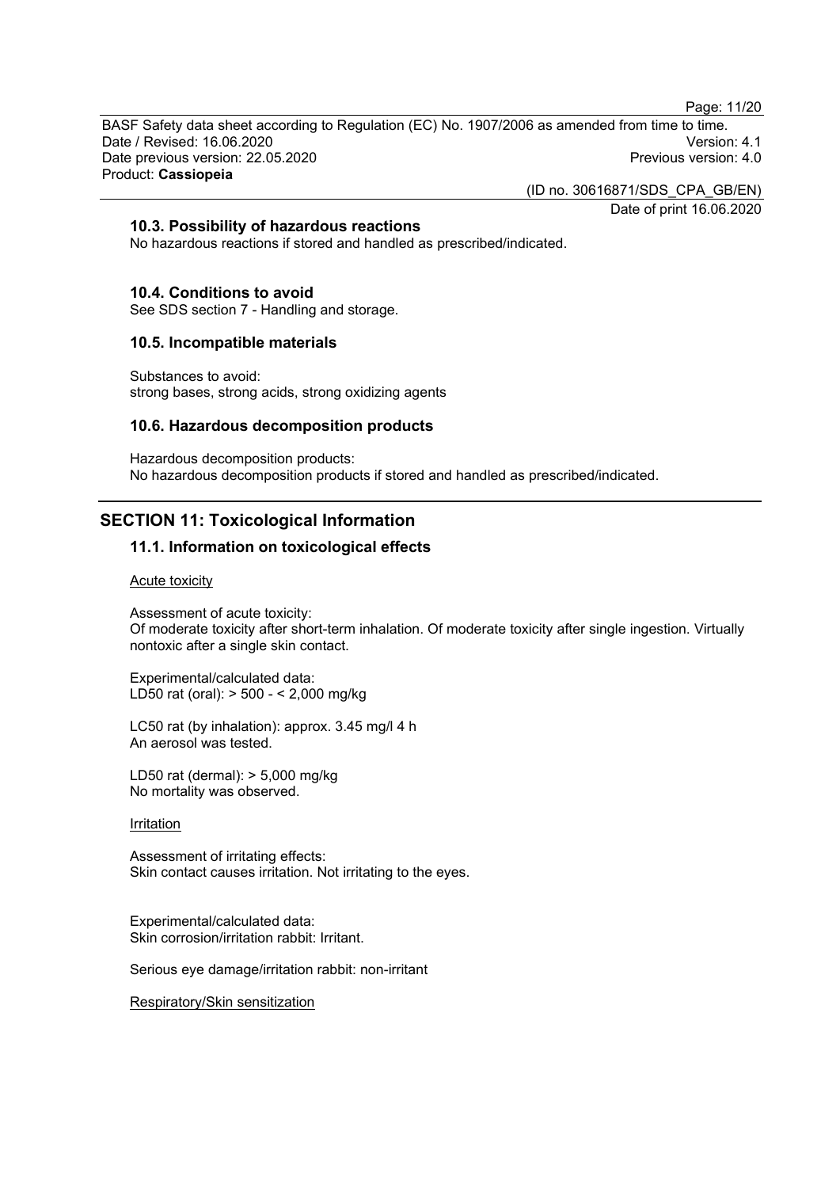### 10.3. Possibility of hazardous reactions

No hazardous reactions if stored and handled as prescribed/indicated.

### 10.4. Conditions to avoid

See SDS section 7 - Handling and storage.

### 10.5. Incompatible materials

Substances to avoid:
strong bases, strong acids, strong oxidizing agents

### 10.6. Hazardous decomposition products

Hazardous decomposition products:
No hazardous decomposition products if stored and handled as prescribed/indicated.

## SECTION 11: Toxicological Information

### 11.1. Information on toxicological effects

Acute toxicity

Assessment of acute toxicity:
Of moderate toxicity after short-term inhalation. Of moderate toxicity after single ingestion. Virtually nontoxic after a single skin contact.

Experimental/calculated data:
LD50 rat (oral): > 500 - < 2,000 mg/kg

LC50 rat (by inhalation): approx. 3.45 mg/l 4 h
An aerosol was tested.

LD50 rat (dermal): > 5,000 mg/kg
No mortality was observed.

Irritation

Assessment of irritating effects:
Skin contact causes irritation. Not irritating to the eyes.

Experimental/calculated data:
Skin corrosion/irritation rabbit: Irritant.

Serious eye damage/irritation rabbit: non-irritant

Respiratory/Skin sensitization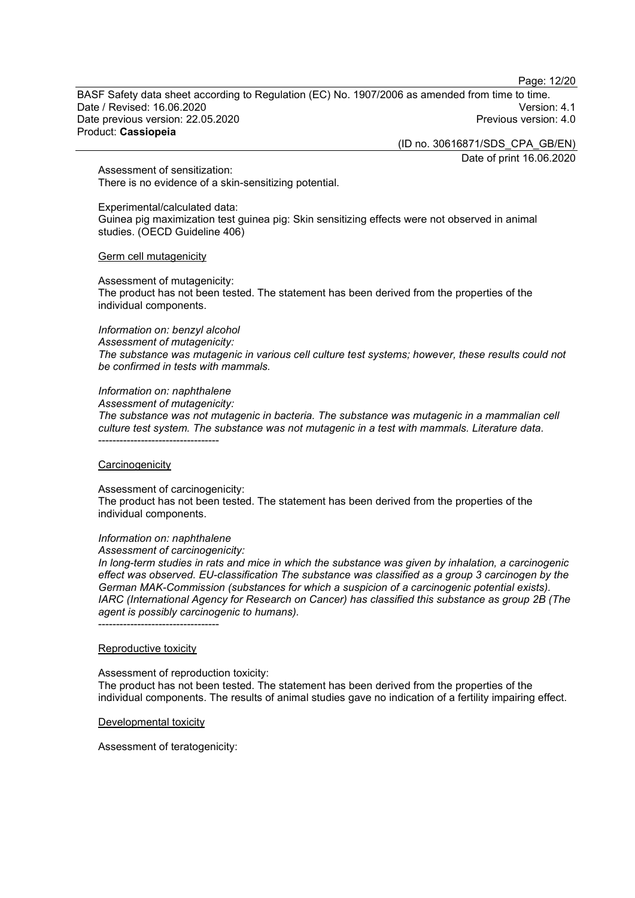Assessment of sensitization:
There is no evidence of a skin-sensitizing potential.

Experimental/calculated data:
Guinea pig maximization test guinea pig: Skin sensitizing effects were not observed in animal studies. (OECD Guideline 406)

Germ cell mutagenicity

Assessment of mutagenicity:
The product has not been tested. The statement has been derived from the properties of the individual components.

*Information on: benzyl alcohol*
*Assessment of mutagenicity:*
*The substance was mutagenic in various cell culture test systems; however, these results could not be confirmed in tests with mammals.*

*Information on: naphthalene*
*Assessment of mutagenicity:*
*The substance was not mutagenic in bacteria. The substance was mutagenic in a mammalian cell culture test system. The substance was not mutagenic in a test with mammals. Literature data.*
----------------------------------

Carcinogenicity

Assessment of carcinogenicity:
The product has not been tested. The statement has been derived from the properties of the individual components.

*Information on: naphthalene*
*Assessment of carcinogenicity:*
*In long-term studies in rats and mice in which the substance was given by inhalation, a carcinogenic effect was observed. EU-classification The substance was classified as a group 3 carcinogen by the German MAK-Commission (substances for which a suspicion of a carcinogenic potential exists). IARC (International Agency for Research on Cancer) has classified this substance as group 2B (The agent is possibly carcinogenic to humans).*
----------------------------------

Reproductive toxicity

Assessment of reproduction toxicity:
The product has not been tested. The statement has been derived from the properties of the individual components. The results of animal studies gave no indication of a fertility impairing effect.

Developmental toxicity

Assessment of teratogenicity: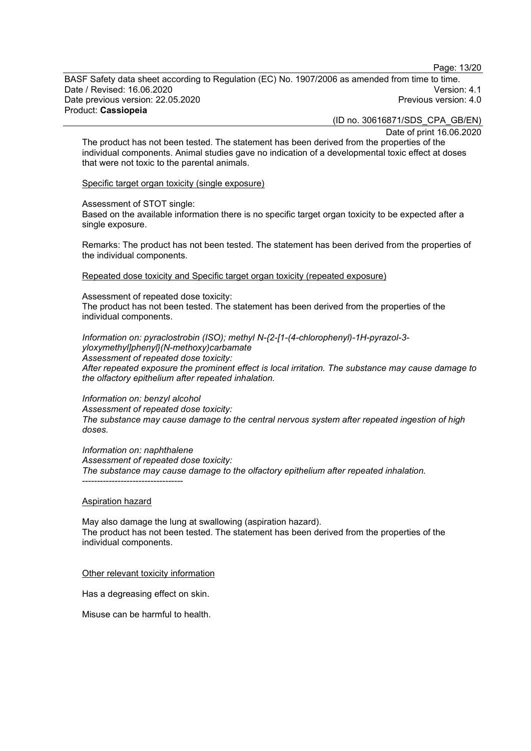The product has not been tested. The statement has been derived from the properties of the individual components. Animal studies gave no indication of a developmental toxic effect at doses that were not toxic to the parental animals.

Specific target organ toxicity (single exposure)

Assessment of STOT single:
Based on the available information there is no specific target organ toxicity to be expected after a single exposure.

Remarks: The product has not been tested. The statement has been derived from the properties of the individual components.

Repeated dose toxicity and Specific target organ toxicity (repeated exposure)

Assessment of repeated dose toxicity:
The product has not been tested. The statement has been derived from the properties of the individual components.

*Information on: pyraclostrobin (ISO); methyl N-{2-[1-(4-chlorophenyl)-1H-pyrazol-3-yloxymethyl]phenyl}(N-methoxy)carbamate*
*Assessment of repeated dose toxicity:*
*After repeated exposure the prominent effect is local irritation. The substance may cause damage to the olfactory epithelium after repeated inhalation.*

*Information on: benzyl alcohol*
*Assessment of repeated dose toxicity:*
*The substance may cause damage to the central nervous system after repeated ingestion of high doses.*

*Information on: naphthalene*
*Assessment of repeated dose toxicity:*
*The substance may cause damage to the olfactory epithelium after repeated inhalation.*
----------------------------------

Aspiration hazard

May also damage the lung at swallowing (aspiration hazard).
The product has not been tested. The statement has been derived from the properties of the individual components.

Other relevant toxicity information

Has a degreasing effect on skin.

Misuse can be harmful to health.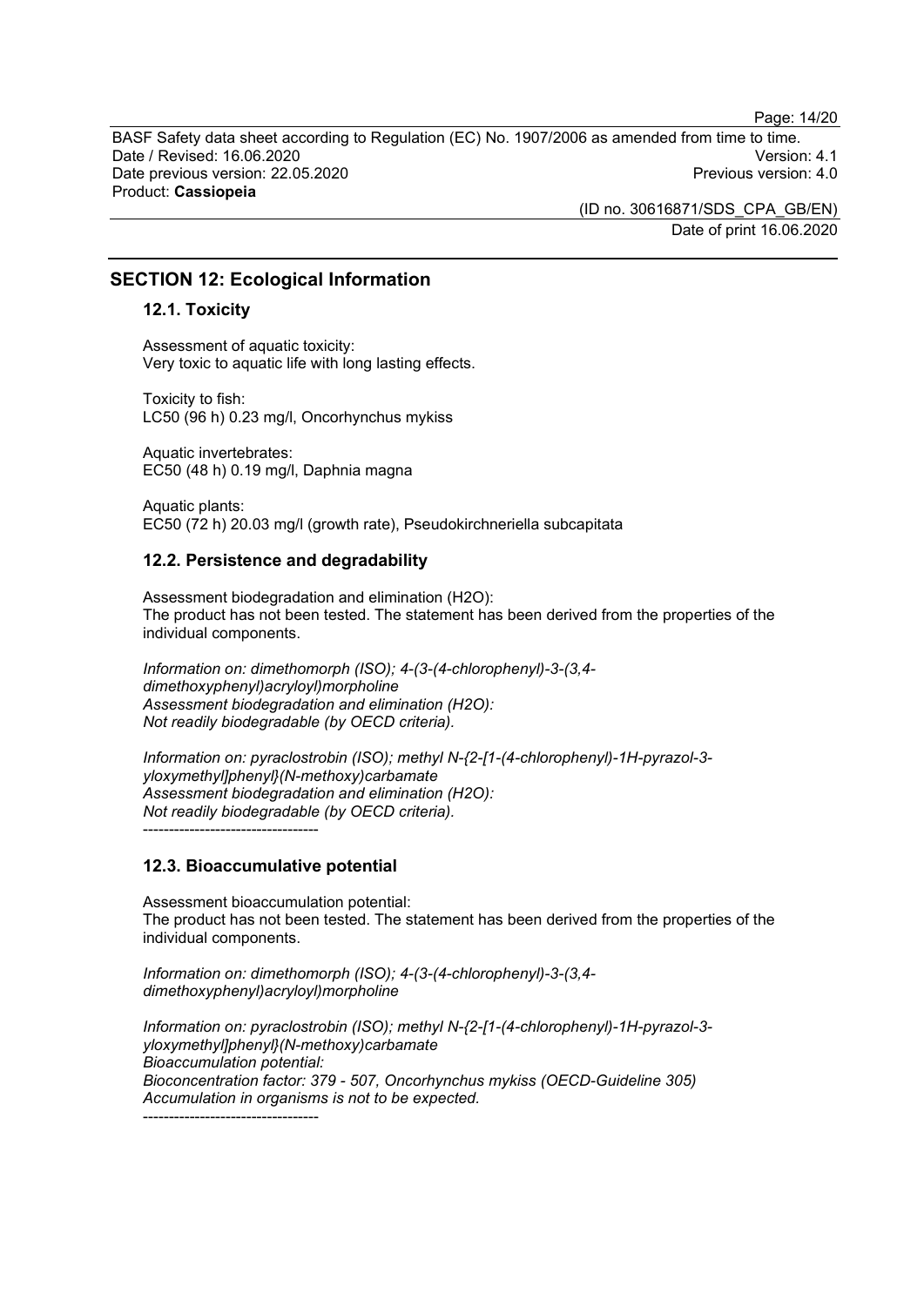## SECTION 12: Ecological Information

### 12.1. Toxicity

Assessment of aquatic toxicity:
Very toxic to aquatic life with long lasting effects.

Toxicity to fish:
LC50 (96 h) 0.23 mg/l, Oncorhynchus mykiss

Aquatic invertebrates:
EC50 (48 h) 0.19 mg/l, Daphnia magna

Aquatic plants:
EC50 (72 h) 20.03 mg/l (growth rate), Pseudokirchneriella subcapitata

### 12.2. Persistence and degradability

Assessment biodegradation and elimination ($H_2O$):
The product has not been tested. The statement has been derived from the properties of the individual components.

*Information on: dimethomorph (ISO); 4-(3-(4-chlorophenyl)-3-(3,4-dimethoxyphenyl)acryloyl)morpholine*
*Assessment biodegradation and elimination ($H_2O$):*
*Not readily biodegradable (by OECD criteria).*

*Information on: pyraclostrobin (ISO); methyl N-{2-[1-(4-chlorophenyl)-1H-pyrazol-3-yloxymethyl]phenyl}(N-methoxy)carbamate*
*Assessment biodegradation and elimination ($H_2O$):*
*Not readily biodegradable (by OECD criteria).*
----------------------------------

### 12.3. Bioaccumulative potential

Assessment bioaccumulation potential:
The product has not been tested. The statement has been derived from the properties of the individual components.

*Information on: dimethomorph (ISO); 4-(3-(4-chlorophenyl)-3-(3,4-dimethoxyphenyl)acryloyl)morpholine*

*Information on: pyraclostrobin (ISO); methyl N-{2-[1-(4-chlorophenyl)-1H-pyrazol-3-yloxymethyl]phenyl}(N-methoxy)carbamate*
*Bioaccumulation potential:*
*Bioconcentration factor: 379 - 507, Oncorhynchus mykiss (OECD-Guideline 305)*
*Accumulation in organisms is not to be expected.*
----------------------------------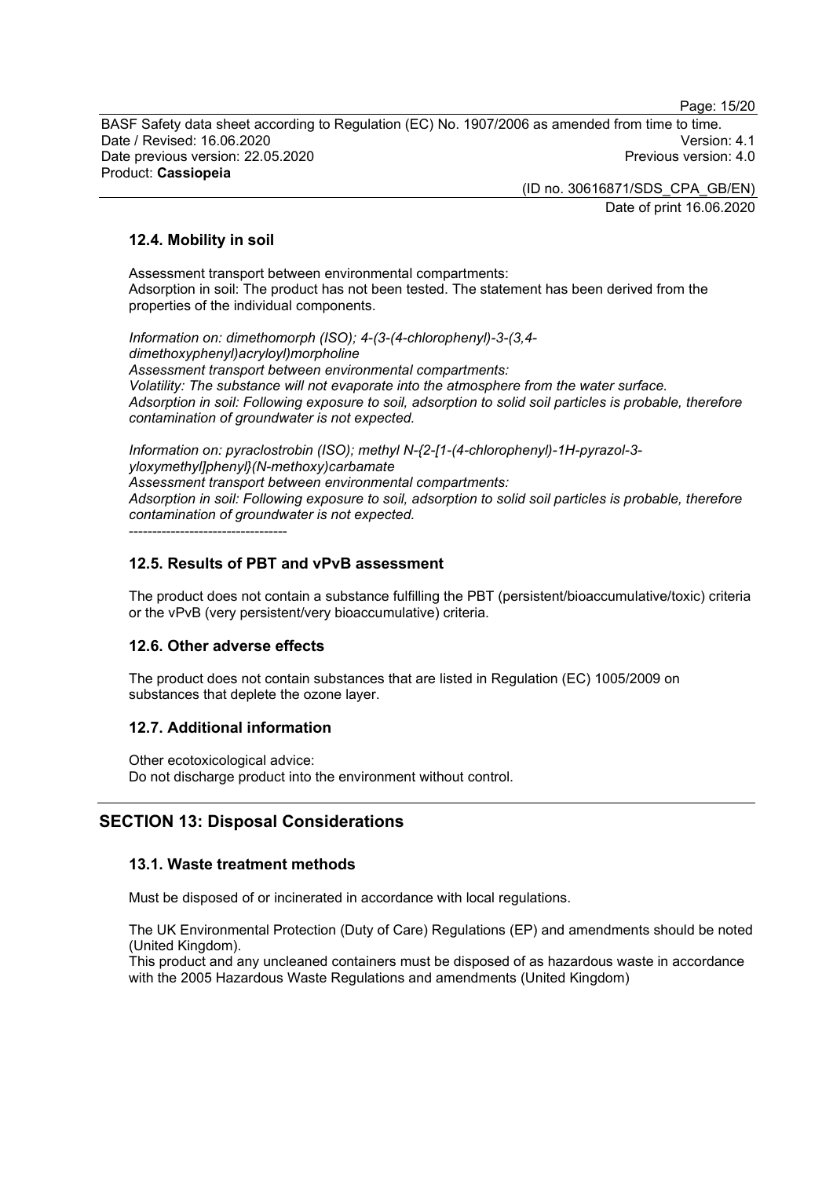### 12.4. Mobility in soil

Assessment transport between environmental compartments:
Adsorption in soil: The product has not been tested. The statement has been derived from the properties of the individual components.

*Information on: dimethomorph (ISO); 4-(3-(4-chlorophenyl)-3-(3,4-dimethoxyphenyl)acryloyl)morpholine*
*Assessment transport between environmental compartments:*
*Volatility: The substance will not evaporate into the atmosphere from the water surface.*
*Adsorption in soil: Following exposure to soil, adsorption to solid soil particles is probable, therefore contamination of groundwater is not expected.*

*Information on: pyraclostrobin (ISO); methyl N-{2-[1-(4-chlorophenyl)-1H-pyrazol-3-yloxymethyl]phenyl}(N-methoxy)carbamate*
*Assessment transport between environmental compartments:*
*Adsorption in soil: Following exposure to soil, adsorption to solid soil particles is probable, therefore contamination of groundwater is not expected.*
----------------------------------

### 12.5. Results of PBT and vPvB assessment

The product does not contain a substance fulfilling the PBT (persistent/bioaccumulative/toxic) criteria or the vPvB (very persistent/very bioaccumulative) criteria.

### 12.6. Other adverse effects

The product does not contain substances that are listed in Regulation (EC) 1005/2009 on substances that deplete the ozone layer.

### 12.7. Additional information

Other ecotoxicological advice:
Do not discharge product into the environment without control.

## SECTION 13: Disposal Considerations

### 13.1. Waste treatment methods

Must be disposed of or incinerated in accordance with local regulations.

The UK Environmental Protection (Duty of Care) Regulations (EP) and amendments should be noted (United Kingdom).
This product and any uncleaned containers must be disposed of as hazardous waste in accordance with the 2005 Hazardous Waste Regulations and amendments (United Kingdom)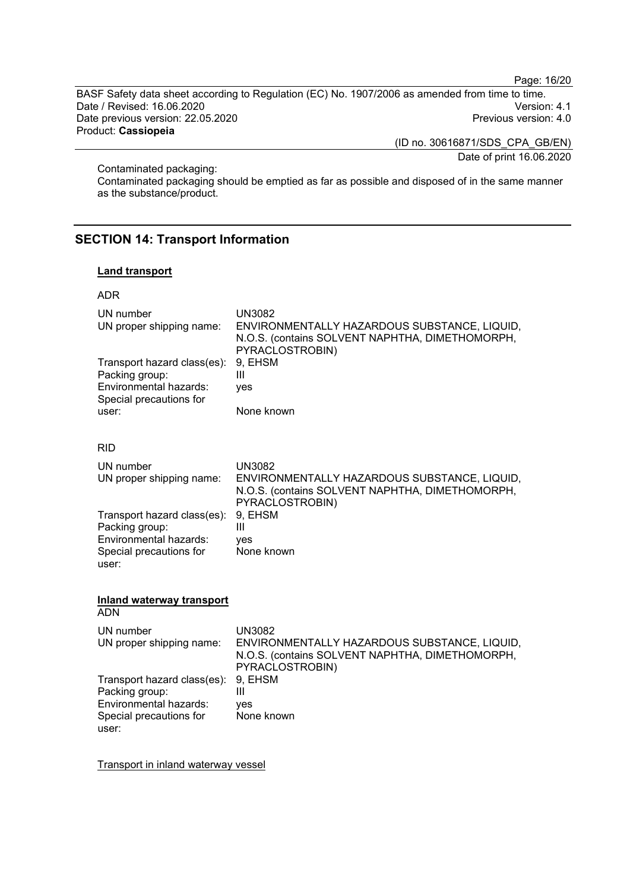Contaminated packaging:
Contaminated packaging should be emptied as far as possible and disposed of in the same manner as the substance/product.

## SECTION 14: Transport Information

### Land transport

ADR

| | |
|---|---|
| UN number | UN3082 |
| UN proper shipping name: | ENVIRONMENTALLY HAZARDOUS SUBSTANCE, LIQUID, N.O.S. (contains SOLVENT NAPHTHA, DIMETHOMORPH, PYRACLOSTROBIN) |
| Transport hazard class(es): | 9, EHSM |
| Packing group: | III |
| Environmental hazards: | yes |
| Special precautions for user: | None known |

RID

| | |
|---|---|
| UN number | UN3082 |
| UN proper shipping name: | ENVIRONMENTALLY HAZARDOUS SUBSTANCE, LIQUID, N.O.S. (contains SOLVENT NAPHTHA, DIMETHOMORPH, PYRACLOSTROBIN) |
| Transport hazard class(es): | 9, EHSM |
| Packing group: | III |
| Environmental hazards: | yes |
| Special precautions for user: | None known |

### Inland waterway transport

ADN

| | |
|---|---|
| UN number | UN3082 |
| UN proper shipping name: | ENVIRONMENTALLY HAZARDOUS SUBSTANCE, LIQUID, N.O.S. (contains SOLVENT NAPHTHA, DIMETHOMORPH, PYRACLOSTROBIN) |
| Transport hazard class(es): | 9, EHSM |
| Packing group: | III |
| Environmental hazards: | yes |
| Special precautions for user: | None known |

Transport in inland waterway vessel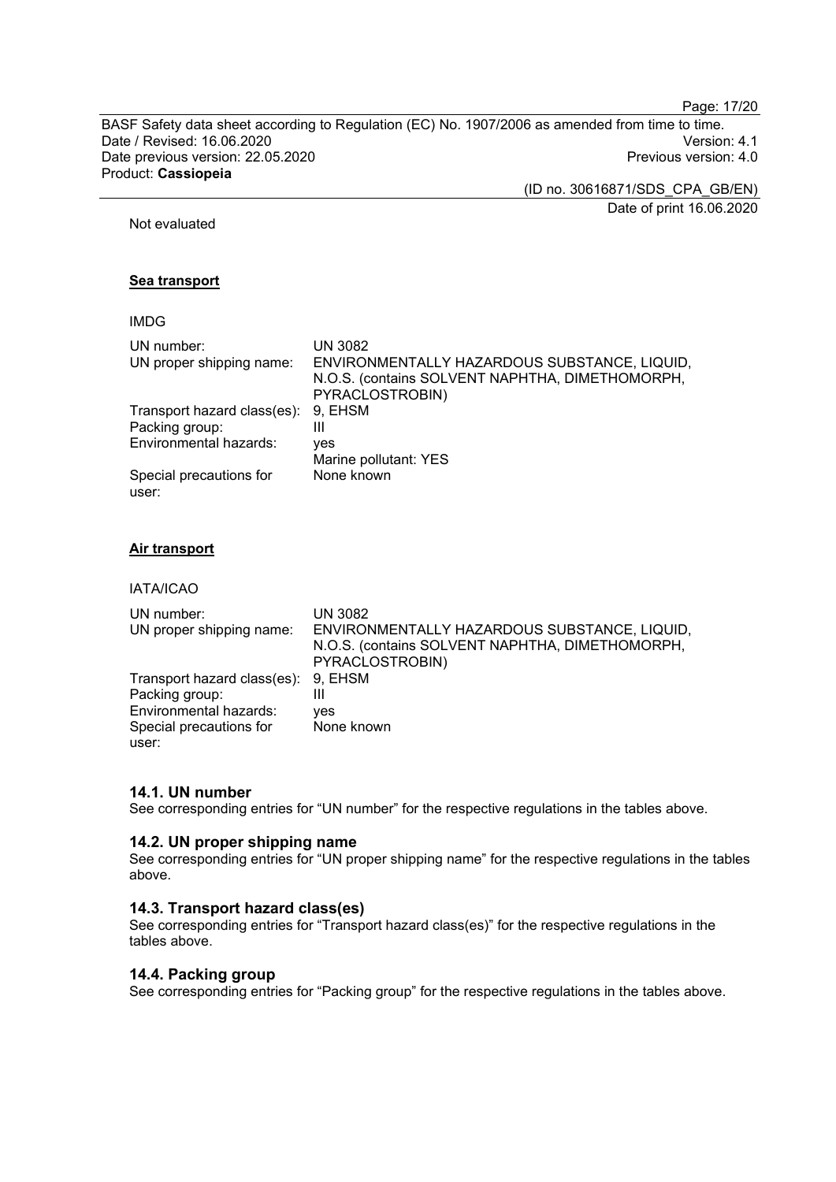Not evaluated

**Sea transport**

IMDG

| | |
|---|---|
| UN number: | UN 3082 |
| UN proper shipping name: | ENVIRONMENTALLY HAZARDOUS SUBSTANCE, LIQUID, N.O.S. (contains SOLVENT NAPHTHA, DIMETHOMORPH, PYRACLOSTROBIN) |
| Transport hazard class(es): | 9, EHSM |
| Packing group: | III |
| Environmental hazards: | yes<br>Marine pollutant: YES |
| Special precautions for user: | None known |

**Air transport**

IATA/ICAO

| | |
|---|---|
| UN number: | UN 3082 |
| UN proper shipping name: | ENVIRONMENTALLY HAZARDOUS SUBSTANCE, LIQUID, N.O.S. (contains SOLVENT NAPHTHA, DIMETHOMORPH, PYRACLOSTROBIN) |
| Transport hazard class(es): | 9, EHSM |
| Packing group: | III |
| Environmental hazards: | yes |
| Special precautions for user: | None known |

### 14.1. UN number

See corresponding entries for "UN number" for the respective regulations in the tables above.

### 14.2. UN proper shipping name

See corresponding entries for "UN proper shipping name" for the respective regulations in the tables above.

### 14.3. Transport hazard class(es)

See corresponding entries for "Transport hazard class(es)" for the respective regulations in the tables above.

### 14.4. Packing group

See corresponding entries for "Packing group" for the respective regulations in the tables above.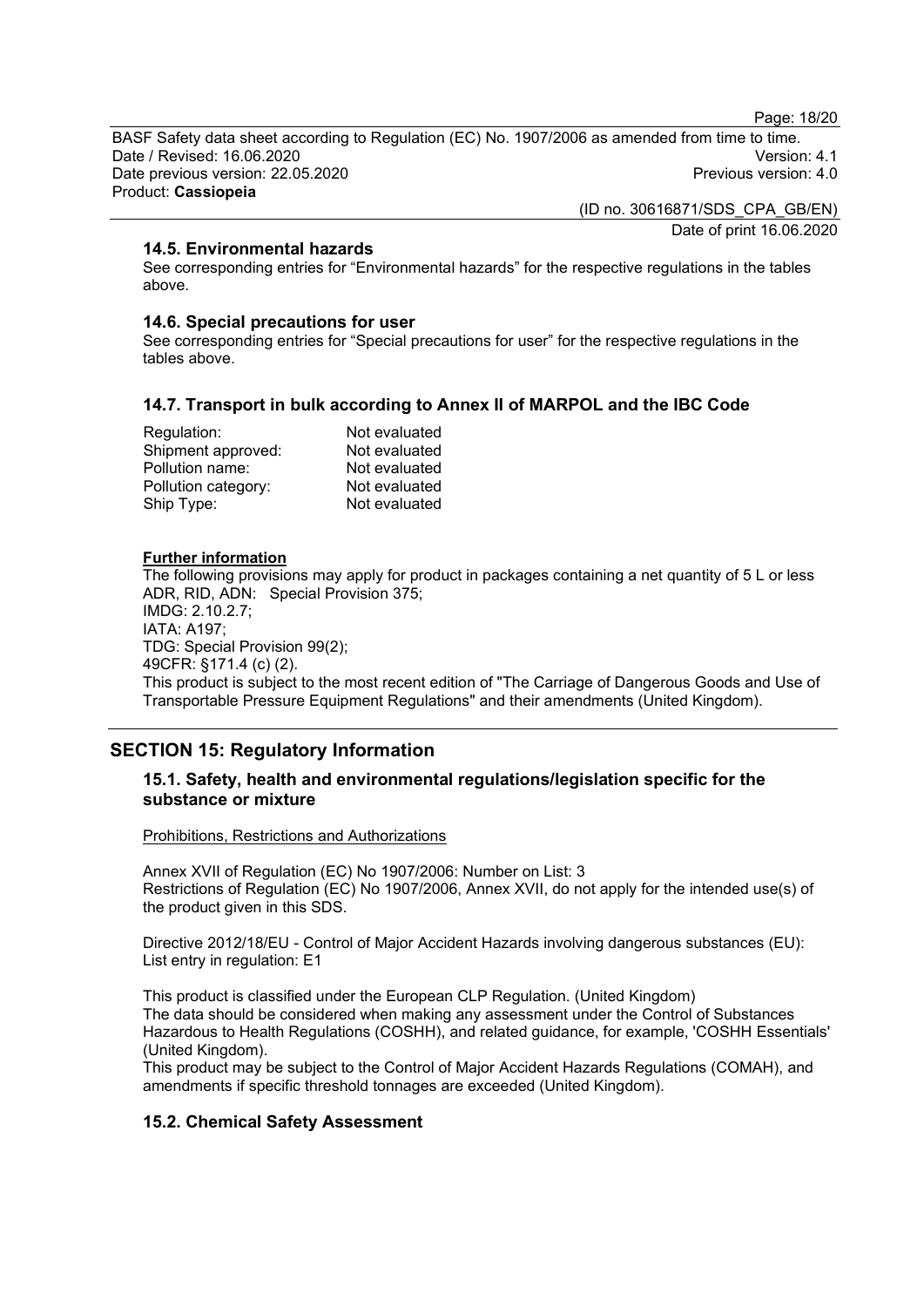### 14.5. Environmental hazards

See corresponding entries for "Environmental hazards" for the respective regulations in the tables above.

### 14.6. Special precautions for user

See corresponding entries for "Special precautions for user" for the respective regulations in the tables above.

### 14.7. Transport in bulk according to Annex II of MARPOL and the IBC Code

| | |
|---|---|
| Regulation: | Not evaluated |
| Shipment approved: | Not evaluated |
| Pollution name: | Not evaluated |
| Pollution category: | Not evaluated |
| Ship Type: | Not evaluated |

**Further information**

The following provisions may apply for product in packages containing a net quantity of 5 L or less
ADR, RID, ADN: Special Provision 375;
IMDG: 2.10.2.7;
IATA: A197;
TDG: Special Provision 99(2);
49CFR: §171.4 (c) (2).
This product is subject to the most recent edition of "The Carriage of Dangerous Goods and Use of Transportable Pressure Equipment Regulations" and their amendments (United Kingdom).

## SECTION 15: Regulatory Information

### 15.1. Safety, health and environmental regulations/legislation specific for the substance or mixture

Prohibitions, Restrictions and Authorizations

Annex XVII of Regulation (EC) No 1907/2006: Number on List: 3
Restrictions of Regulation (EC) No 1907/2006, Annex XVII, do not apply for the intended use(s) of the product given in this SDS.

Directive 2012/18/EU - Control of Major Accident Hazards involving dangerous substances (EU): List entry in regulation: E1

This product is classified under the European CLP Regulation. (United Kingdom)
The data should be considered when making any assessment under the Control of Substances Hazardous to Health Regulations (COSHH), and related guidance, for example, 'COSHH Essentials' (United Kingdom).
This product may be subject to the Control of Major Accident Hazards Regulations (COMAH), and amendments if specific threshold tonnages are exceeded (United Kingdom).

### 15.2. Chemical Safety Assessment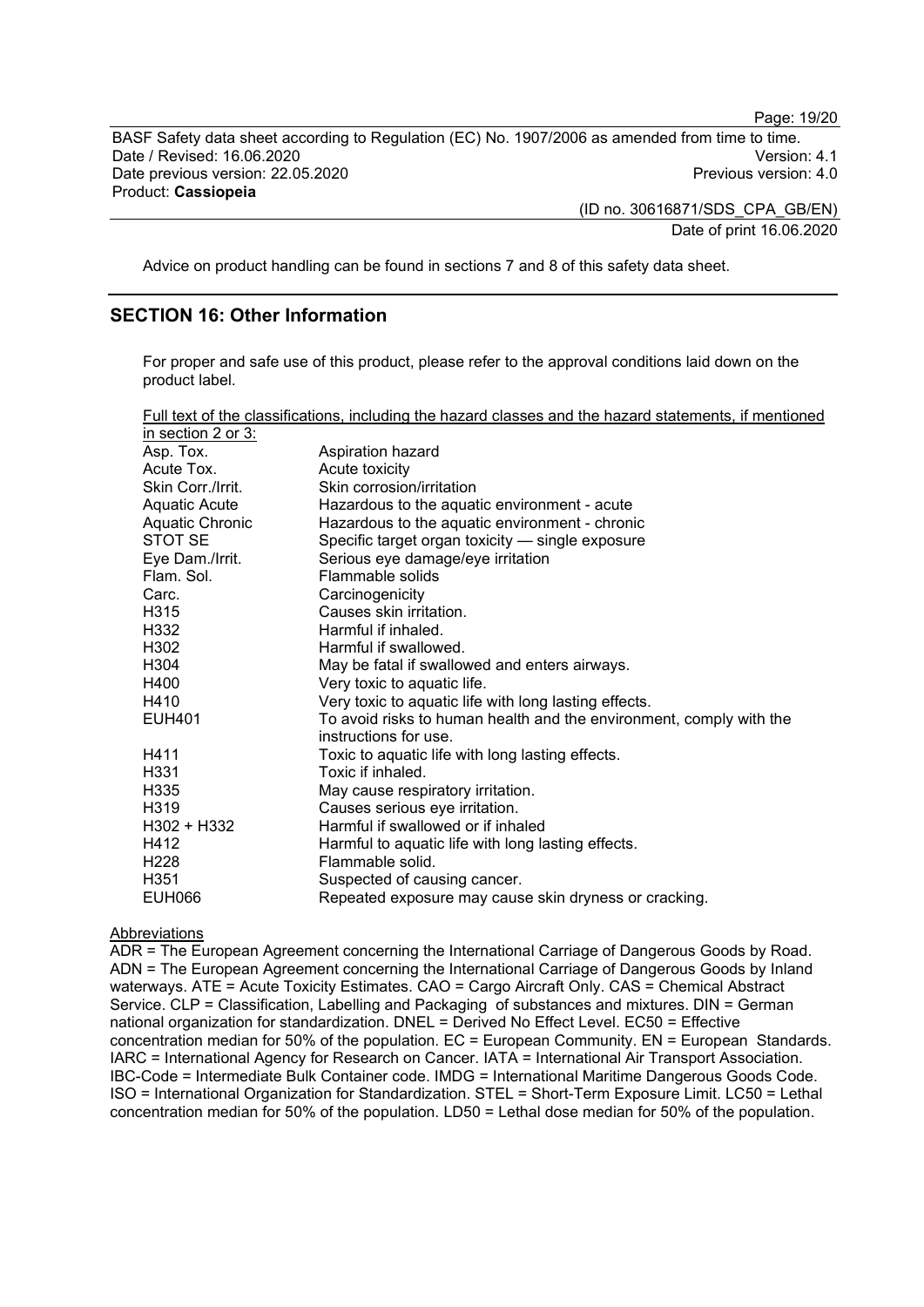Advice on product handling can be found in sections 7 and 8 of this safety data sheet.

## SECTION 16: Other Information

For proper and safe use of this product, please refer to the approval conditions laid down on the product label.

Full text of the classifications, including the hazard classes and the hazard statements, if mentioned in section 2 or 3:

| | |
|---|---|
| Asp. Tox. | Aspiration hazard |
| Acute Tox. | Acute toxicity |
| Skin Corr./Irrit. | Skin corrosion/irritation |
| Aquatic Acute | Hazardous to the aquatic environment - acute |
| Aquatic Chronic | Hazardous to the aquatic environment - chronic |
| STOT SE | Specific target organ toxicity — single exposure |
| Eye Dam./Irrit. | Serious eye damage/eye irritation |
| Flam. Sol. | Flammable solids |
| Carc. | Carcinogenicity |
| H315 | Causes skin irritation. |
| H332 | Harmful if inhaled. |
| H302 | Harmful if swallowed. |
| H304 | May be fatal if swallowed and enters airways. |
| H400 | Very toxic to aquatic life. |
| H410 | Very toxic to aquatic life with long lasting effects. |
| EUH401 | To avoid risks to human health and the environment, comply with the instructions for use. |
| H411 | Toxic to aquatic life with long lasting effects. |
| H331 | Toxic if inhaled. |
| H335 | May cause respiratory irritation. |
| H319 | Causes serious eye irritation. |
| H302 + H332 | Harmful if swallowed or if inhaled |
| H412 | Harmful to aquatic life with long lasting effects. |
| H228 | Flammable solid. |
| H351 | Suspected of causing cancer. |
| EUH066 | Repeated exposure may cause skin dryness or cracking. |

Abbreviations

ADR = The European Agreement concerning the International Carriage of Dangerous Goods by Road. ADN = The European Agreement concerning the International Carriage of Dangerous Goods by Inland waterways. ATE = Acute Toxicity Estimates. CAO = Cargo Aircraft Only. CAS = Chemical Abstract Service. CLP = Classification, Labelling and Packaging of substances and mixtures. DIN = German national organization for standardization. DNEL = Derived No Effect Level. EC50 = Effective concentration median for 50% of the population. EC = European Community. EN = European Standards. IARC = International Agency for Research on Cancer. IATA = International Air Transport Association. IBC-Code = Intermediate Bulk Container code. IMDG = International Maritime Dangerous Goods Code. ISO = International Organization for Standardization. STEL = Short-Term Exposure Limit. LC50 = Lethal concentration median for 50% of the population. LD50 = Lethal dose median for 50% of the population.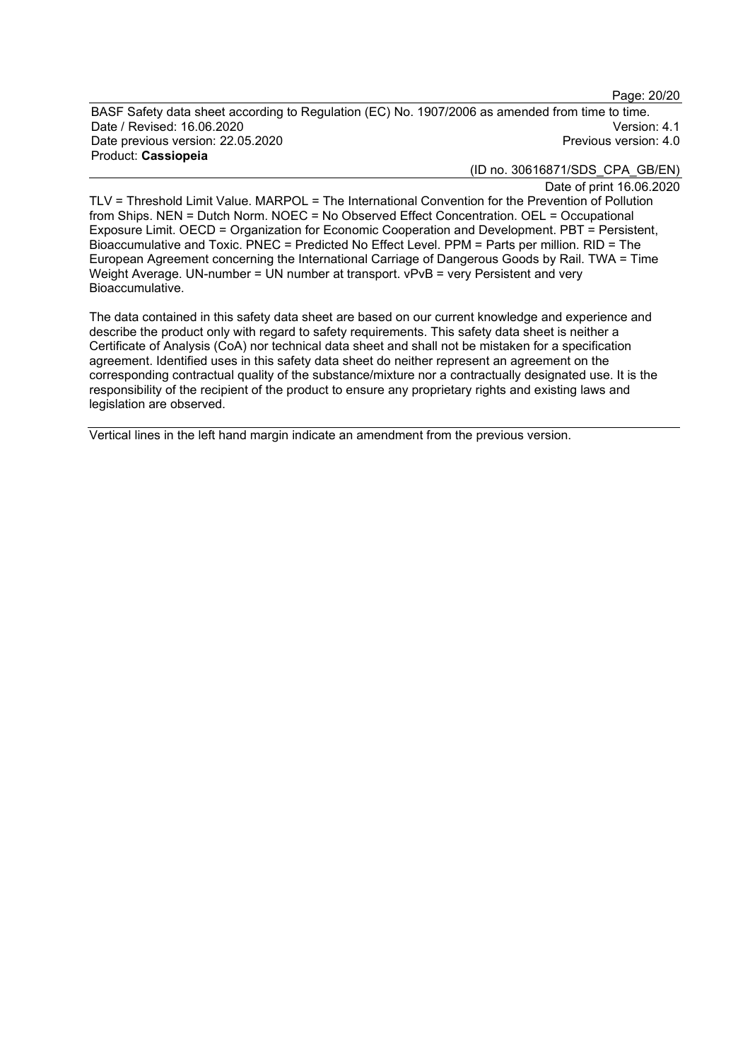TLV = Threshold Limit Value. MARPOL = The International Convention for the Prevention of Pollution from Ships. NEN = Dutch Norm. NOEC = No Observed Effect Concentration. OEL = Occupational Exposure Limit. OECD = Organization for Economic Cooperation and Development. PBT = Persistent, Bioaccumulative and Toxic. PNEC = Predicted No Effect Level. PPM = Parts per million. RID = The European Agreement concerning the International Carriage of Dangerous Goods by Rail. TWA = Time Weight Average. UN-number = UN number at transport. vPvB = very Persistent and very Bioaccumulative.

The data contained in this safety data sheet are based on our current knowledge and experience and describe the product only with regard to safety requirements. This safety data sheet is neither a Certificate of Analysis (CoA) nor technical data sheet and shall not be mistaken for a specification agreement. Identified uses in this safety data sheet do neither represent an agreement on the corresponding contractual quality of the substance/mixture nor a contractually designated use. It is the responsibility of the recipient of the product to ensure any proprietary rights and existing laws and legislation are observed.

---

Vertical lines in the left hand margin indicate an amendment from the previous version.